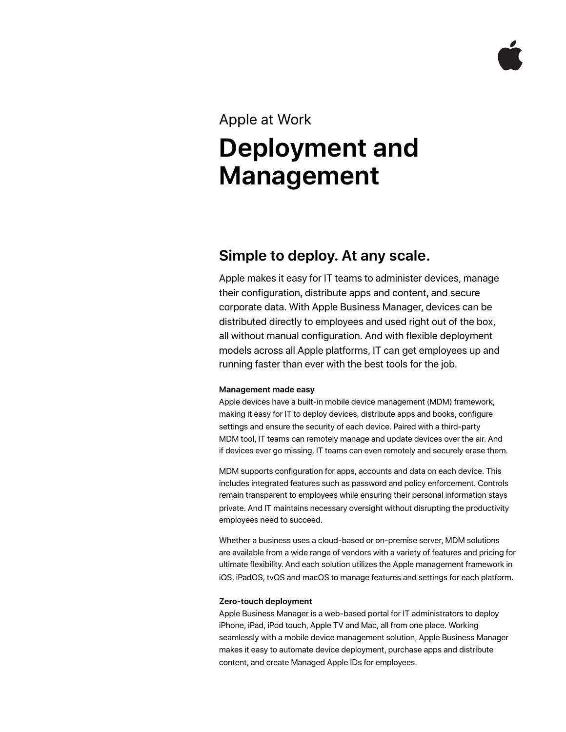Apple at Work

# Deployment and Management

## Simple to deploy. At any scale.

Apple makes it easy for IT teams to administer devices, manage their configuration, distribute apps and content, and secure corporate data. With Apple Business Manager, devices can be distributed directly to employees and used right out of the box, all without manual configuration. And with flexible deployment models across all Apple platforms, IT can get employees up and running faster than ever with the best tools for the job.

**Management made easy**

Apple devices have a built-in mobile device management (MDM) framework, making it easy for IT to deploy devices, distribute apps and books, configure settings and ensure the security of each device. Paired with a third-party MDM tool, IT teams can remotely manage and update devices over the air. And if devices ever go missing, IT teams can even remotely and securely erase them.

MDM supports configuration for apps, accounts and data on each device. This includes integrated features such as password and policy enforcement. Controls remain transparent to employees while ensuring their personal information stays private. And IT maintains necessary oversight without disrupting the productivity employees need to succeed.

Whether a business uses a cloud-based or on-premise server, MDM solutions are available from a wide range of vendors with a variety of features and pricing for ultimate flexibility. And each solution utilizes the Apple management framework in iOS, iPadOS, tvOS and macOS to manage features and settings for each platform.

**Zero-touch deployment**

Apple Business Manager is a web-based portal for IT administrators to deploy iPhone, iPad, iPod touch, Apple TV and Mac, all from one place. Working seamlessly with a mobile device management solution, Apple Business Manager makes it easy to automate device deployment, purchase apps and distribute content, and create Managed Apple IDs for employees.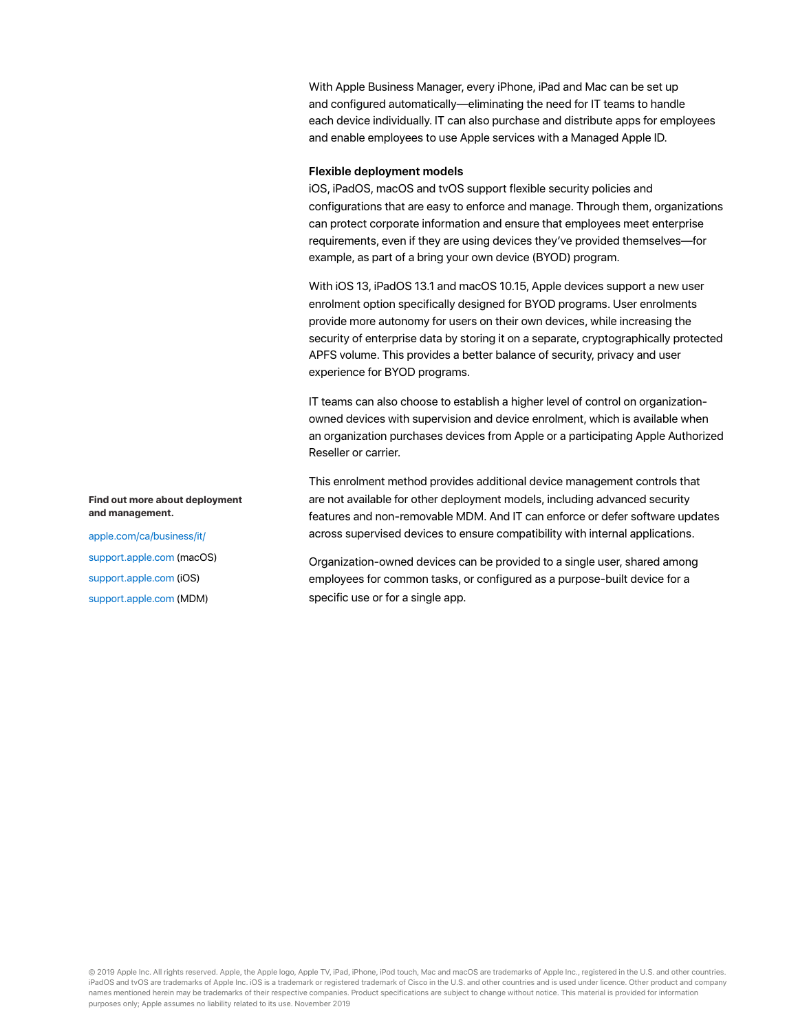With Apple Business Manager, every iPhone, iPad and Mac can be set up and configured automatically—eliminating the need for IT teams to handle each device individually. IT can also purchase and distribute apps for employees and enable employees to use Apple services with a Managed Apple ID.

**Flexible deployment models**

iOS, iPadOS, macOS and tvOS support flexible security policies and configurations that are easy to enforce and manage. Through them, organizations can protect corporate information and ensure that employees meet enterprise requirements, even if they are using devices they've provided themselves—for example, as part of a bring your own device (BYOD) program.

With iOS 13, iPadOS 13.1 and macOS 10.15, Apple devices support a new user enrolment option specifically designed for BYOD programs. User enrolments provide more autonomy for users on their own devices, while increasing the security of enterprise data by storing it on a separate, cryptographically protected APFS volume. This provides a better balance of security, privacy and user experience for BYOD programs.

IT teams can also choose to establish a higher level of control on organization-owned devices with supervision and device enrolment, which is available when an organization purchases devices from Apple or a participating Apple Authorized Reseller or carrier.

This enrolment method provides additional device management controls that are not available for other deployment models, including advanced security features and non-removable MDM. And IT can enforce or defer software updates across supervised devices to ensure compatibility with internal applications.

Organization-owned devices can be provided to a single user, shared among employees for common tasks, or configured as a purpose-built device for a specific use or for a single app.

**Find out more about deployment and management.**

apple.com/ca/business/it/

support.apple.com (macOS)

support.apple.com (iOS)

support.apple.com (MDM)

© 2019 Apple Inc. All rights reserved. Apple, the Apple logo, Apple TV, iPad, iPhone, iPod touch, Mac and macOS are trademarks of Apple Inc., registered in the U.S. and other countries. iPadOS and tvOS are trademarks of Apple Inc. iOS is a trademark or registered trademark of Cisco in the U.S. and other countries and is used under licence. Other product and company names mentioned herein may be trademarks of their respective companies. Product specifications are subject to change without notice. This material is provided for information purposes only; Apple assumes no liability related to its use. November 2019